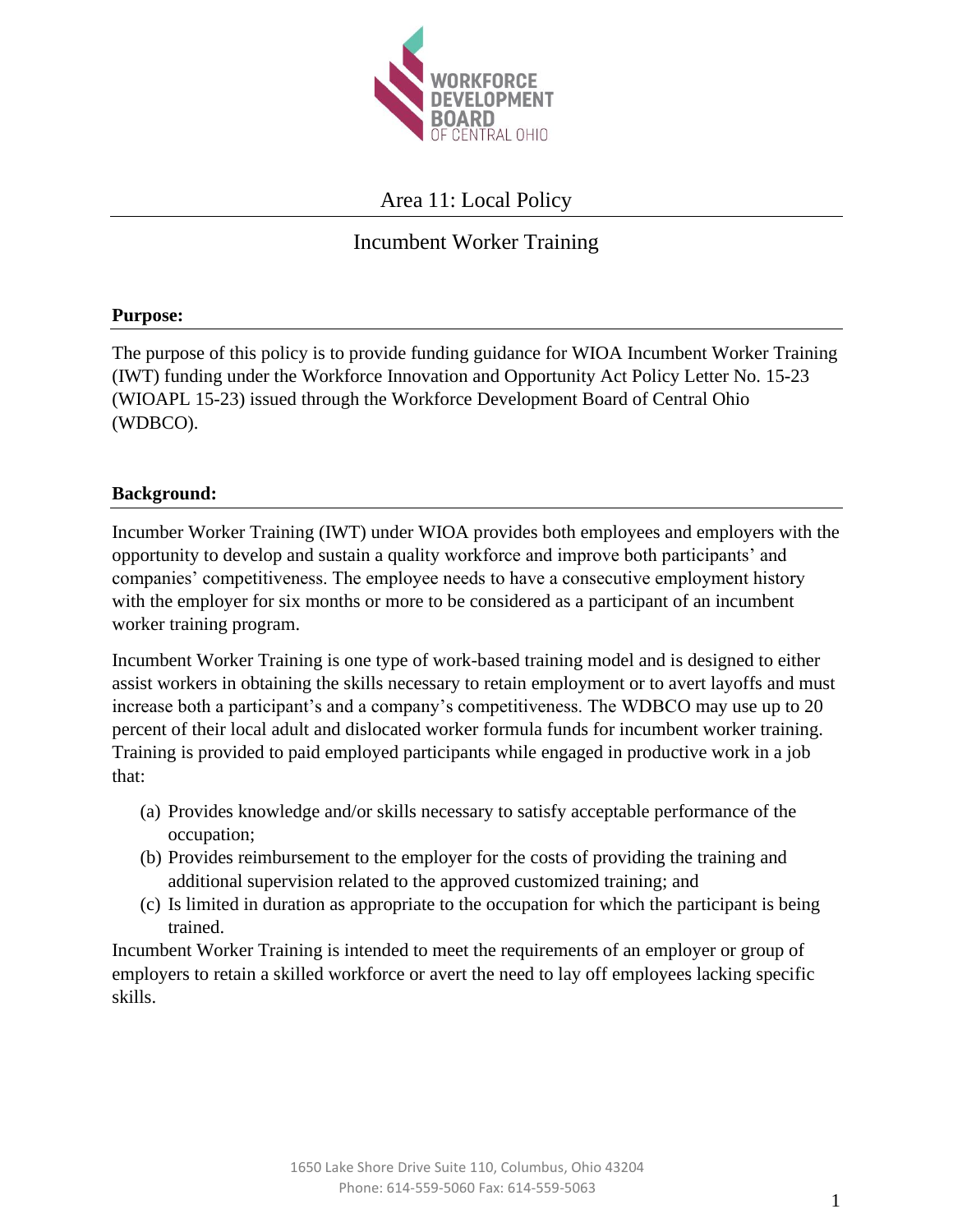WORKFORCE DEVELOPMENT BOARD OF CENTRAL OHIO

# Area 11: Local Policy

## Incumbent Worker Training

### Purpose:

The purpose of this policy is to provide funding guidance for WIOA Incumbent Worker Training (IWT) funding under the Workforce Innovation and Opportunity Act Policy Letter No. 15-23 (WIOAPL 15-23) issued through the Workforce Development Board of Central Ohio (WDBCO).

### Background:

Incumber Worker Training (IWT) under WIOA provides both employees and employers with the opportunity to develop and sustain a quality workforce and improve both participants' and companies' competitiveness. The employee needs to have a consecutive employment history with the employer for six months or more to be considered as a participant of an incumbent worker training program.

Incumbent Worker Training is one type of work-based training model and is designed to either assist workers in obtaining the skills necessary to retain employment or to avert layoffs and must increase both a participant's and a company's competitiveness. The WDBCO may use up to 20 percent of their local adult and dislocated worker formula funds for incumbent worker training. Training is provided to paid employed participants while engaged in productive work in a job that:

(a) Provides knowledge and/or skills necessary to satisfy acceptable performance of the occupation;
(b) Provides reimbursement to the employer for the costs of providing the training and additional supervision related to the approved customized training; and
(c) Is limited in duration as appropriate to the occupation for which the participant is being trained.

Incumbent Worker Training is intended to meet the requirements of an employer or group of employers to retain a skilled workforce or avert the need to lay off employees lacking specific skills.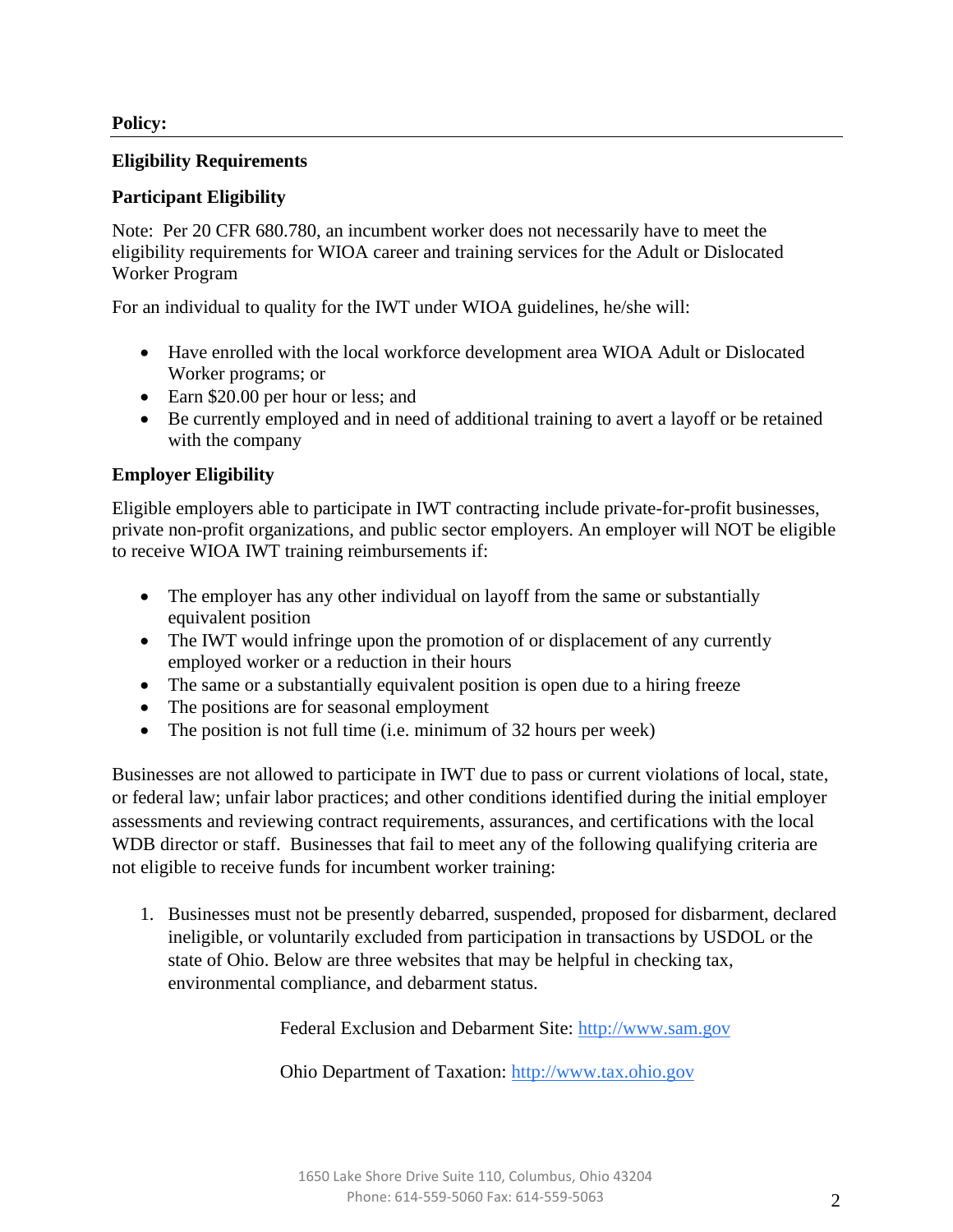**Policy:**

---

**Eligibility Requirements**

**Participant Eligibility**

Note: Per 20 CFR 680.780, an incumbent worker does not necessarily have to meet the eligibility requirements for WIOA career and training services for the Adult or Dislocated Worker Program

For an individual to quality for the IWT under WIOA guidelines, he/she will:

- Have enrolled with the local workforce development area WIOA Adult or Dislocated Worker programs; or
- Earn $20.00 per hour or less; and
- Be currently employed and in need of additional training to avert a layoff or be retained with the company

**Employer Eligibility**

Eligible employers able to participate in IWT contracting include private-for-profit businesses, private non-profit organizations, and public sector employers. An employer will NOT be eligible to receive WIOA IWT training reimbursements if:

- The employer has any other individual on layoff from the same or substantially equivalent position
- The IWT would infringe upon the promotion of or displacement of any currently employed worker or a reduction in their hours
- The same or a substantially equivalent position is open due to a hiring freeze
- The positions are for seasonal employment
- The position is not full time (i.e. minimum of 32 hours per week)

Businesses are not allowed to participate in IWT due to pass or current violations of local, state, or federal law; unfair labor practices; and other conditions identified during the initial employer assessments and reviewing contract requirements, assurances, and certifications with the local WDB director or staff. Businesses that fail to meet any of the following qualifying criteria are not eligible to receive funds for incumbent worker training:

1. Businesses must not be presently debarred, suspended, proposed for disbarment, declared ineligible, or voluntarily excluded from participation in transactions by USDOL or the state of Ohio. Below are three websites that may be helpful in checking tax, environmental compliance, and debarment status.

   Federal Exclusion and Debarment Site: http://www.sam.gov

   Ohio Department of Taxation: http://www.tax.ohio.gov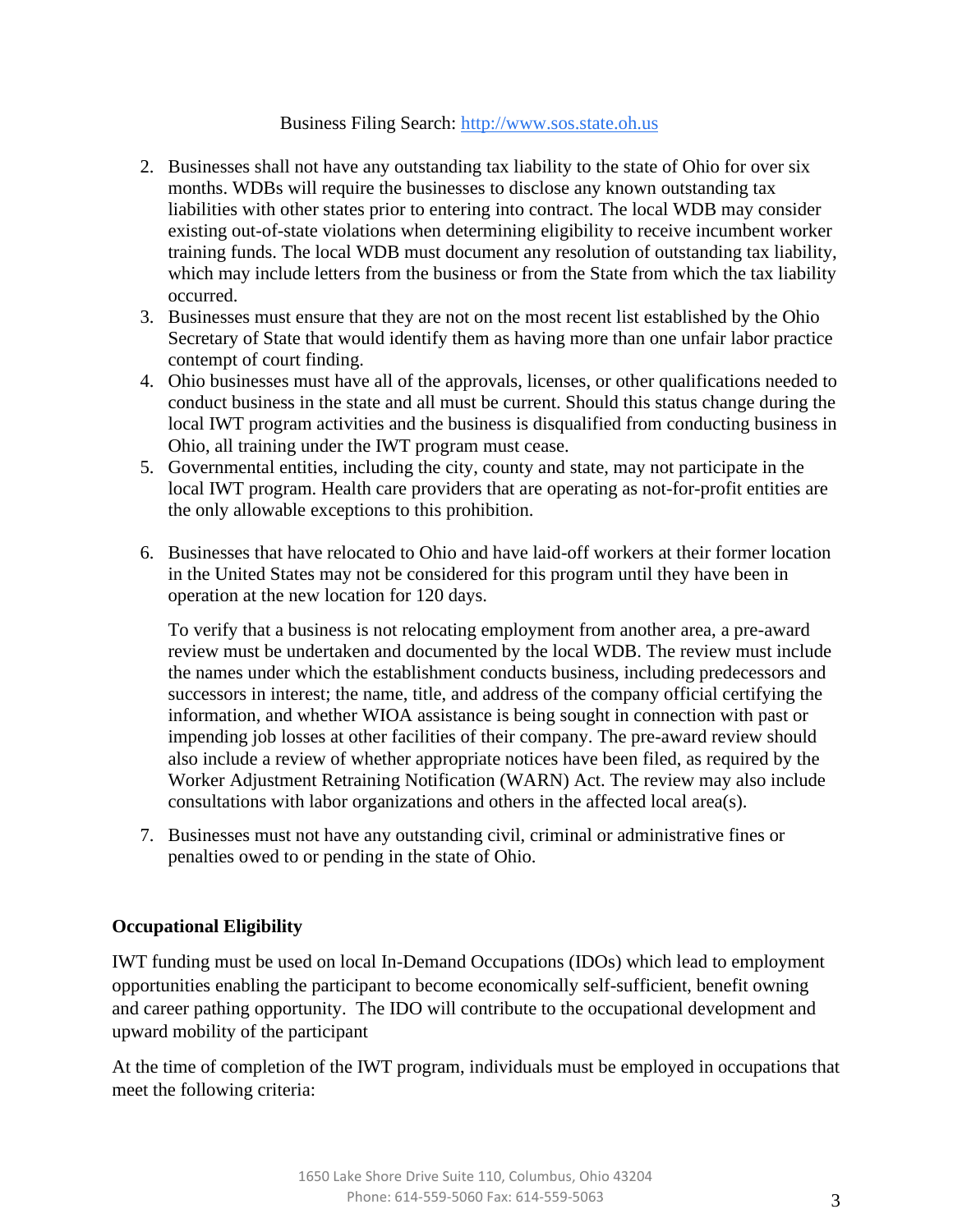Business Filing Search: http://www.sos.state.oh.us

2. Businesses shall not have any outstanding tax liability to the state of Ohio for over six months. WDBs will require the businesses to disclose any known outstanding tax liabilities with other states prior to entering into contract. The local WDB may consider existing out-of-state violations when determining eligibility to receive incumbent worker training funds. The local WDB must document any resolution of outstanding tax liability, which may include letters from the business or from the State from which the tax liability occurred.
3. Businesses must ensure that they are not on the most recent list established by the Ohio Secretary of State that would identify them as having more than one unfair labor practice contempt of court finding.
4. Ohio businesses must have all of the approvals, licenses, or other qualifications needed to conduct business in the state and all must be current. Should this status change during the local IWT program activities and the business is disqualified from conducting business in Ohio, all training under the IWT program must cease.
5. Governmental entities, including the city, county and state, may not participate in the local IWT program. Health care providers that are operating as not-for-profit entities are the only allowable exceptions to this prohibition.
6. Businesses that have relocated to Ohio and have laid-off workers at their former location in the United States may not be considered for this program until they have been in operation at the new location for 120 days.

   To verify that a business is not relocating employment from another area, a pre-award review must be undertaken and documented by the local WDB. The review must include the names under which the establishment conducts business, including predecessors and successors in interest; the name, title, and address of the company official certifying the information, and whether WIOA assistance is being sought in connection with past or impending job losses at other facilities of their company. The pre-award review should also include a review of whether appropriate notices have been filed, as required by the Worker Adjustment Retraining Notification (WARN) Act. The review may also include consultations with labor organizations and others in the affected local area(s).

7. Businesses must not have any outstanding civil, criminal or administrative fines or penalties owed to or pending in the state of Ohio.

**Occupational Eligibility**

IWT funding must be used on local In-Demand Occupations (IDOs) which lead to employment opportunities enabling the participant to become economically self-sufficient, benefit owning and career pathing opportunity. The IDO will contribute to the occupational development and upward mobility of the participant

At the time of completion of the IWT program, individuals must be employed in occupations that meet the following criteria: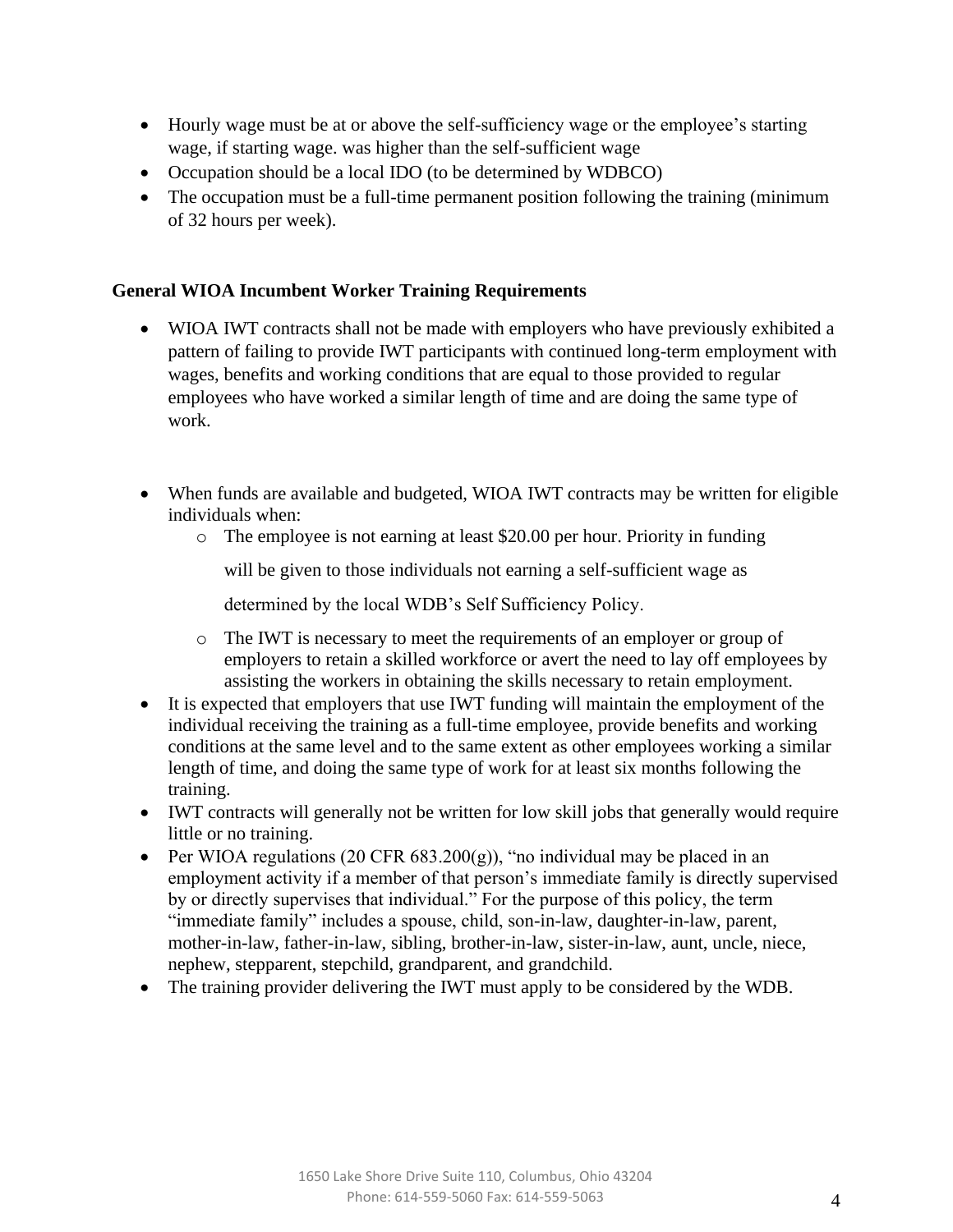- Hourly wage must be at or above the self-sufficiency wage or the employee's starting wage, if starting wage. was higher than the self-sufficient wage
- Occupation should be a local IDO (to be determined by WDBCO)
- The occupation must be a full-time permanent position following the training (minimum of 32 hours per week).

**General WIOA Incumbent Worker Training Requirements**

- WIOA IWT contracts shall not be made with employers who have previously exhibited a pattern of failing to provide IWT participants with continued long-term employment with wages, benefits and working conditions that are equal to those provided to regular employees who have worked a similar length of time and are doing the same type of work.

- When funds are available and budgeted, WIOA IWT contracts may be written for eligible individuals when:
  - The employee is not earning at least $20.00 per hour. Priority in funding will be given to those individuals not earning a self-sufficient wage as determined by the local WDB's Self Sufficiency Policy.
  - The IWT is necessary to meet the requirements of an employer or group of employers to retain a skilled workforce or avert the need to lay off employees by assisting the workers in obtaining the skills necessary to retain employment.
- It is expected that employers that use IWT funding will maintain the employment of the individual receiving the training as a full-time employee, provide benefits and working conditions at the same level and to the same extent as other employees working a similar length of time, and doing the same type of work for at least six months following the training.
- IWT contracts will generally not be written for low skill jobs that generally would require little or no training.
- Per WIOA regulations (20 CFR 683.200(g)), "no individual may be placed in an employment activity if a member of that person's immediate family is directly supervised by or directly supervises that individual." For the purpose of this policy, the term "immediate family" includes a spouse, child, son-in-law, daughter-in-law, parent, mother-in-law, father-in-law, sibling, brother-in-law, sister-in-law, aunt, uncle, niece, nephew, stepparent, stepchild, grandparent, and grandchild.
- The training provider delivering the IWT must apply to be considered by the WDB.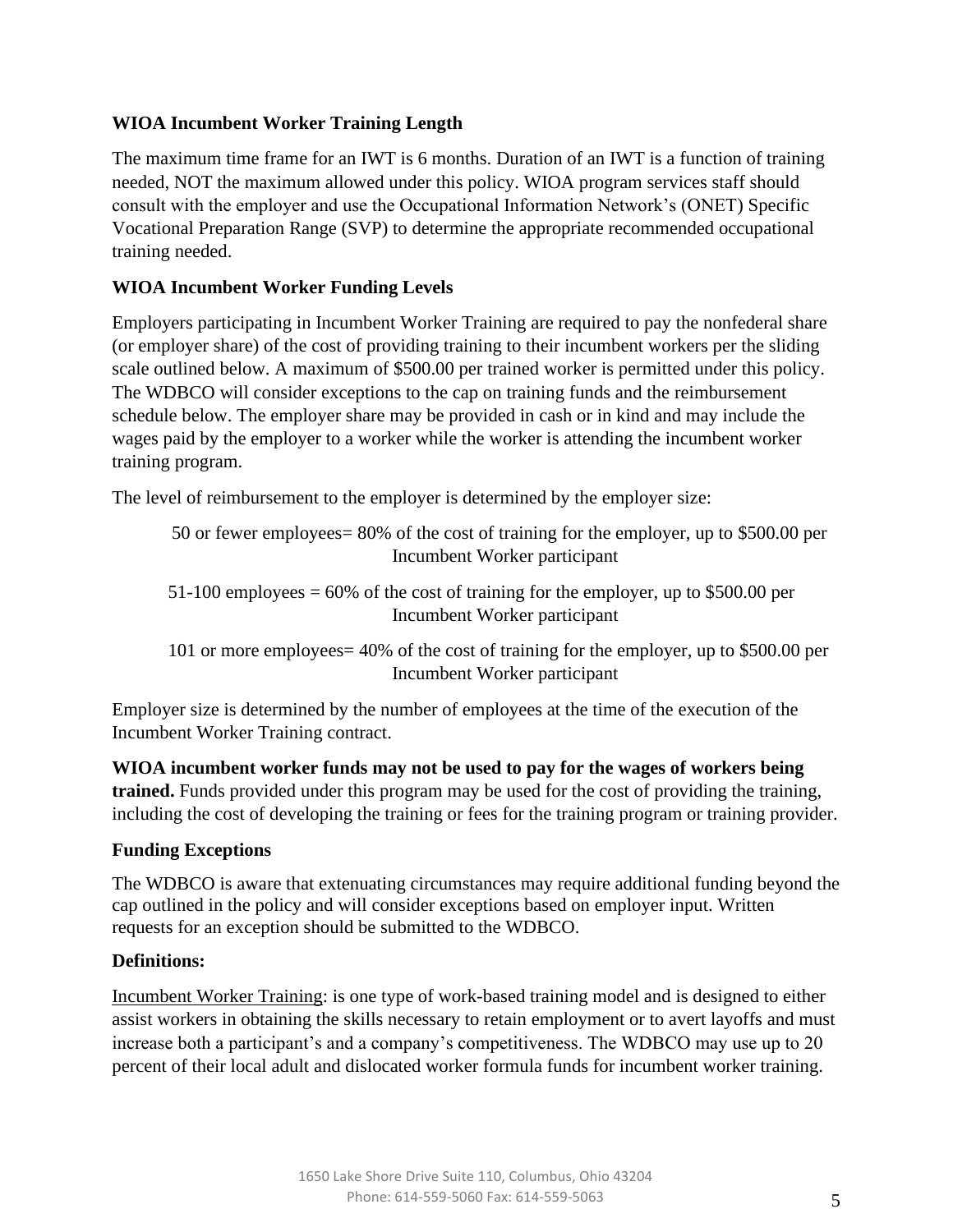**WIOA Incumbent Worker Training Length**

The maximum time frame for an IWT is 6 months. Duration of an IWT is a function of training needed, NOT the maximum allowed under this policy. WIOA program services staff should consult with the employer and use the Occupational Information Network's (ONET) Specific Vocational Preparation Range (SVP) to determine the appropriate recommended occupational training needed.

**WIOA Incumbent Worker Funding Levels**

Employers participating in Incumbent Worker Training are required to pay the nonfederal share (or employer share) of the cost of providing training to their incumbent workers per the sliding scale outlined below. A maximum of $500.00 per trained worker is permitted under this policy. The WDBCO will consider exceptions to the cap on training funds and the reimbursement schedule below. The employer share may be provided in cash or in kind and may include the wages paid by the employer to a worker while the worker is attending the incumbent worker training program.

The level of reimbursement to the employer is determined by the employer size:

50 or fewer employees= 80% of the cost of training for the employer, up to $500.00 per Incumbent Worker participant

51-100 employees = 60% of the cost of training for the employer, up to $500.00 per Incumbent Worker participant

101 or more employees= 40% of the cost of training for the employer, up to $500.00 per Incumbent Worker participant

Employer size is determined by the number of employees at the time of the execution of the Incumbent Worker Training contract.

**WIOA incumbent worker funds may not be used to pay for the wages of workers being trained.** Funds provided under this program may be used for the cost of providing the training, including the cost of developing the training or fees for the training program or training provider.

**Funding Exceptions**

The WDBCO is aware that extenuating circumstances may require additional funding beyond the cap outlined in the policy and will consider exceptions based on employer input. Written requests for an exception should be submitted to the WDBCO.

**Definitions:**

Incumbent Worker Training: is one type of work-based training model and is designed to either assist workers in obtaining the skills necessary to retain employment or to avert layoffs and must increase both a participant's and a company's competitiveness. The WDBCO may use up to 20 percent of their local adult and dislocated worker formula funds for incumbent worker training.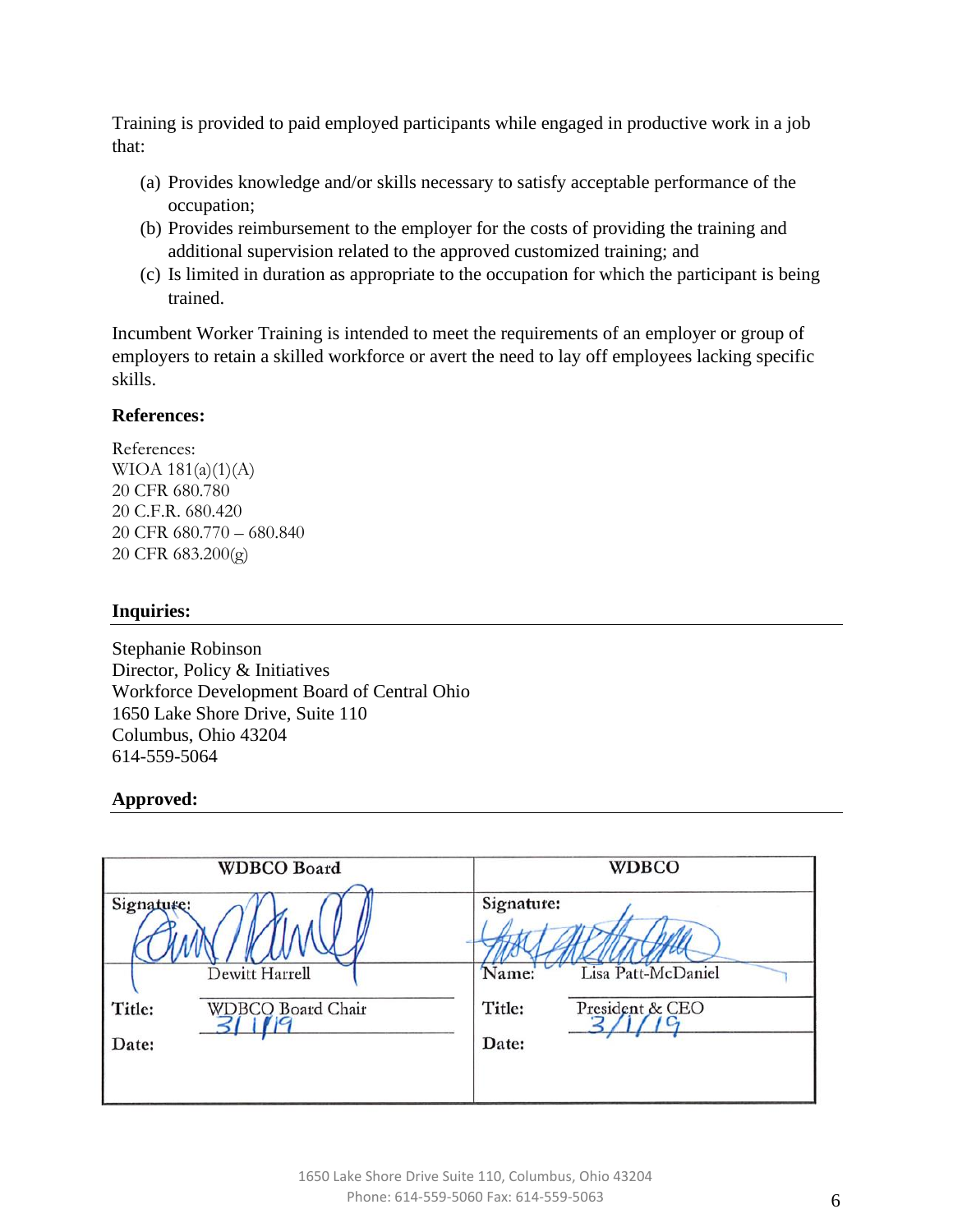Training is provided to paid employed participants while engaged in productive work in a job that:

(a) Provides knowledge and/or skills necessary to satisfy acceptable performance of the occupation;
(b) Provides reimbursement to the employer for the costs of providing the training and additional supervision related to the approved customized training; and
(c) Is limited in duration as appropriate to the occupation for which the participant is being trained.

Incumbent Worker Training is intended to meet the requirements of an employer or group of employers to retain a skilled workforce or avert the need to lay off employees lacking specific skills.

**References:**

References:
WIOA 181(a)(1)(A)
20 CFR 680.780
20 C.F.R. 680.420
20 CFR 680.770 – 680.840
20 CFR 683.200(g)

**Inquiries:**

Stephanie Robinson
Director, Policy & Initiatives
Workforce Development Board of Central Ohio
1650 Lake Shore Drive, Suite 110
Columbus, Ohio 43204
614-559-5064

**Approved:**

| WDBCO Board | WDBCO |
|---|---|
| Signature: [signature] Dewitt Harrell | Signature: [signature] Name: Lisa Patt-McDaniel |
| Title: WDBCO Board Chair | Title: President & CEO |
| Date: 3/1/19 | Date: 3/1/19 |

1650 Lake Shore Drive Suite 110, Columbus, Ohio 43204
Phone: 614-559-5060 Fax: 614-559-5063